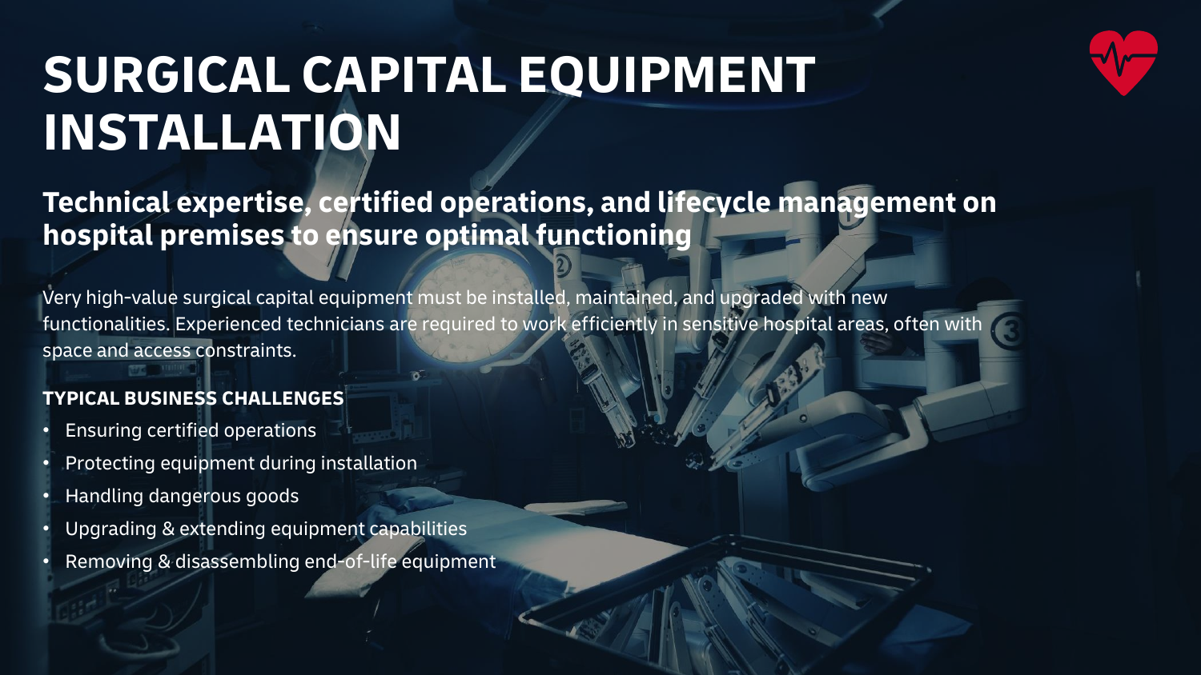# SURGICAL CAPITAL EQUIPMENT INSTALLATION

## Technical expertise, certified operations, and lifecycle management on hospital premises to ensure optimal functioning

Very high-value surgical capital equipment must be installed, maintained, and upgraded with new functionalities. Experienced technicians are required to work efficiently in sensitive hospital areas, often with space and access constraints.

### TYPICAL BUSINESS CHALLENGES

- Ensuring certified operations
- Protecting equipment during installation
- Handling dangerous goods
- Upgrading & extending equipment capabilities
- Removing & disassembling end-of-life equipment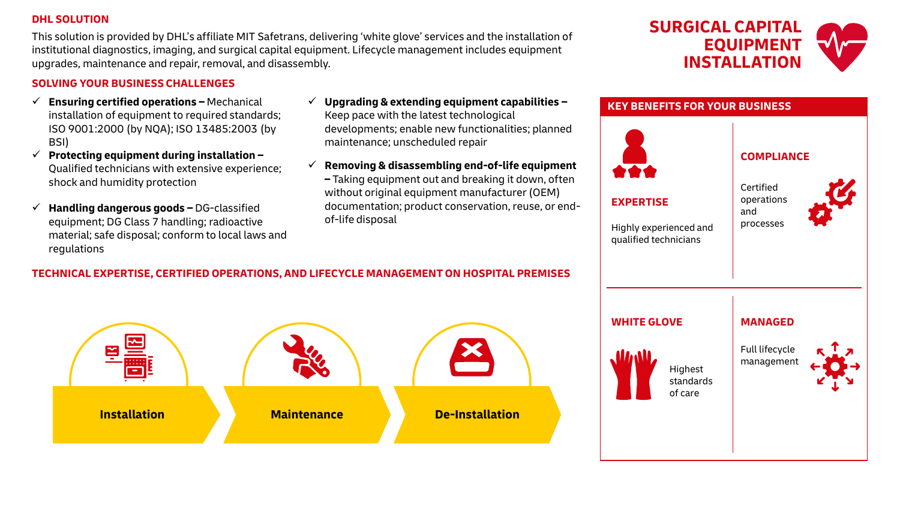# SURGICAL CAPITAL EQUIPMENT INSTALLATION

## DHL SOLUTION

This solution is provided by DHL's affiliate MIT Safetrans, delivering 'white glove' services and the installation of institutional diagnostics, imaging, and surgical capital equipment. Lifecycle management includes equipment upgrades, maintenance and repair, removal, and disassembly.

## SOLVING YOUR BUSINESS CHALLENGES

- **Ensuring certified operations –** Mechanical installation of equipment to required standards; ISO 9001:2000 (by NQA); ISO 13485:2003 (by BSI)
- **Protecting equipment during installation –** Qualified technicians with extensive experience; shock and humidity protection
- **Handling dangerous goods –** DG-classified equipment; DG Class 7 handling; radioactive material; safe disposal; conform to local laws and regulations
- **Upgrading & extending equipment capabilities –** Keep pace with the latest technological developments; enable new functionalities; planned maintenance; unscheduled repair
- **Removing & disassembling end-of-life equipment –** Taking equipment out and breaking it down, often without original equipment manufacturer (OEM) documentation; product conservation, reuse, or end-of-life disposal

## TECHNICAL EXPERTISE, CERTIFIED OPERATIONS, AND LIFECYCLE MANAGEMENT ON HOSPITAL PREMISES

Installation

Maintenance

De-Installation

## KEY BENEFITS FOR YOUR BUSINESS

### EXPERTISE

Highly experienced and qualified technicians

### COMPLIANCE

Certified operations and processes

### WHITE GLOVE

Highest standards of care

### MANAGED

Full lifecycle management